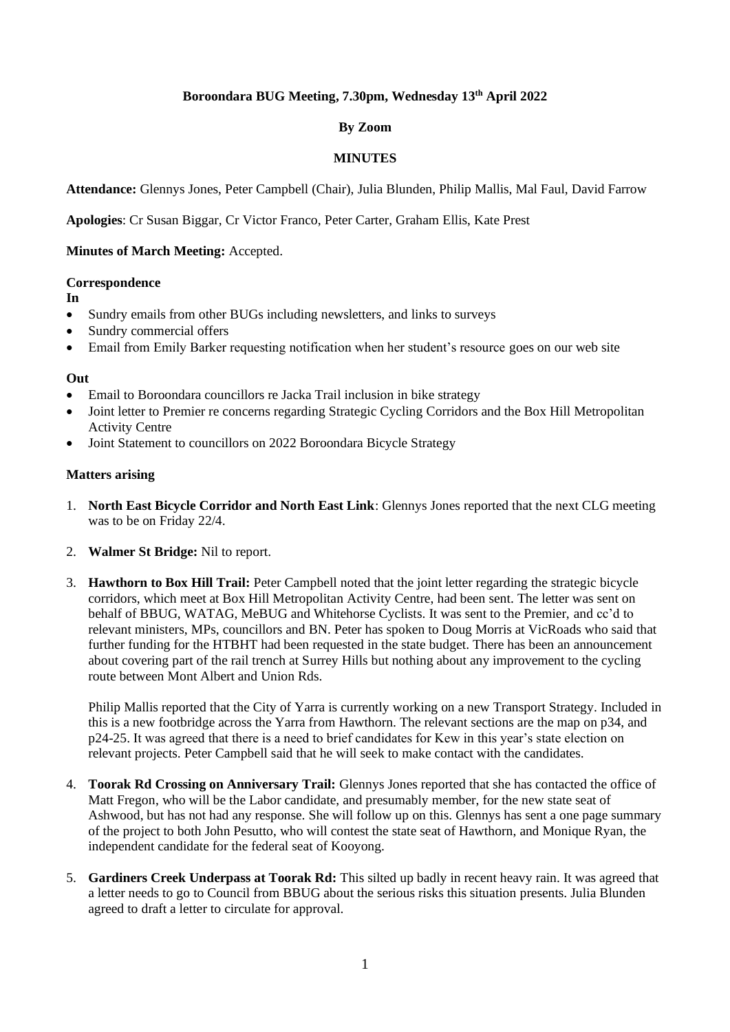**Boroondara BUG Meeting, 7.30pm, Wednesday 13th April 2022**

**By Zoom**

**MINUTES**

**Attendance:** Glennys Jones, Peter Campbell (Chair), Julia Blunden, Philip Mallis, Mal Faul, David Farrow

**Apologies**: Cr Susan Biggar, Cr Victor Franco, Peter Carter, Graham Ellis, Kate Prest

**Minutes of March Meeting:** Accepted.

**Correspondence**

**In**

- Sundry emails from other BUGs including newsletters, and links to surveys
- Sundry commercial offers
- Email from Emily Barker requesting notification when her student's resource goes on our web site

**Out**

- Email to Boroondara councillors re Jacka Trail inclusion in bike strategy
- Joint letter to Premier re concerns regarding Strategic Cycling Corridors and the Box Hill Metropolitan Activity Centre
- Joint Statement to councillors on 2022 Boroondara Bicycle Strategy

**Matters arising**

1. **North East Bicycle Corridor and North East Link**: Glennys Jones reported that the next CLG meeting was to be on Friday 22/4.

2. **Walmer St Bridge:** Nil to report.

3. **Hawthorn to Box Hill Trail:** Peter Campbell noted that the joint letter regarding the strategic bicycle corridors, which meet at Box Hill Metropolitan Activity Centre, had been sent. The letter was sent on behalf of BBUG, WATAG, MeBUG and Whitehorse Cyclists. It was sent to the Premier, and cc'd to relevant ministers, MPs, councillors and BN. Peter has spoken to Doug Morris at VicRoads who said that further funding for the HTBHT had been requested in the state budget. There has been an announcement about covering part of the rail trench at Surrey Hills but nothing about any improvement to the cycling route between Mont Albert and Union Rds.

   Philip Mallis reported that the City of Yarra is currently working on a new Transport Strategy. Included in this is a new footbridge across the Yarra from Hawthorn. The relevant sections are the map on p34, and p24-25. It was agreed that there is a need to brief candidates for Kew in this year's state election on relevant projects. Peter Campbell said that he will seek to make contact with the candidates.

4. **Toorak Rd Crossing on Anniversary Trail:** Glennys Jones reported that she has contacted the office of Matt Fregon, who will be the Labor candidate, and presumably member, for the new state seat of Ashwood, but has not had any response. She will follow up on this. Glennys has sent a one page summary of the project to both John Pesutto, who will contest the state seat of Hawthorn, and Monique Ryan, the independent candidate for the federal seat of Kooyong.

5. **Gardiners Creek Underpass at Toorak Rd:** This silted up badly in recent heavy rain. It was agreed that a letter needs to go to Council from BBUG about the serious risks this situation presents. Julia Blunden agreed to draft a letter to circulate for approval.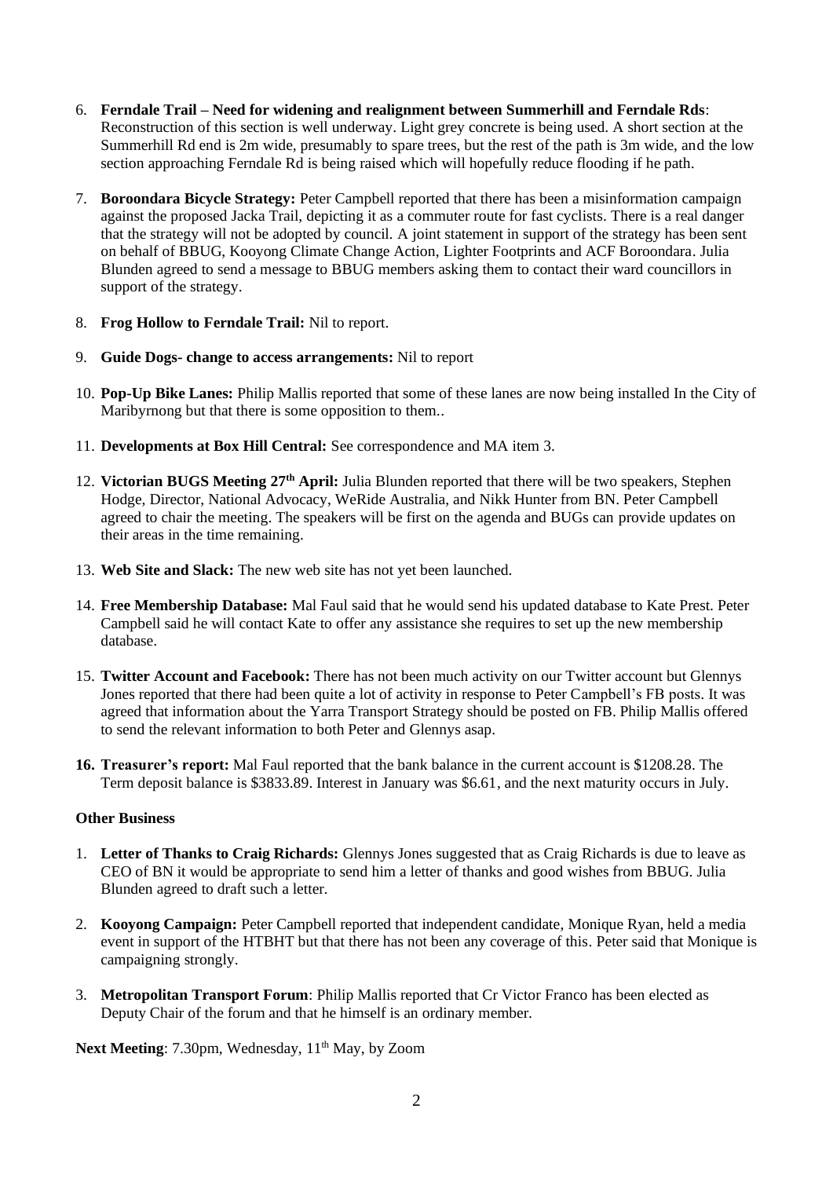6. **Ferndale Trail – Need for widening and realignment between Summerhill and Ferndale Rds**: Reconstruction of this section is well underway. Light grey concrete is being used. A short section at the Summerhill Rd end is 2m wide, presumably to spare trees, but the rest of the path is 3m wide, and the low section approaching Ferndale Rd is being raised which will hopefully reduce flooding if he path.

7. **Boroondara Bicycle Strategy:** Peter Campbell reported that there has been a misinformation campaign against the proposed Jacka Trail, depicting it as a commuter route for fast cyclists. There is a real danger that the strategy will not be adopted by council. A joint statement in support of the strategy has been sent on behalf of BBUG, Kooyong Climate Change Action, Lighter Footprints and ACF Boroondara. Julia Blunden agreed to send a message to BBUG members asking them to contact their ward councillors in support of the strategy.

8. **Frog Hollow to Ferndale Trail:** Nil to report.

9. **Guide Dogs- change to access arrangements:** Nil to report

10. **Pop-Up Bike Lanes:** Philip Mallis reported that some of these lanes are now being installed In the City of Maribyrnong but that there is some opposition to them..

11. **Developments at Box Hill Central:** See correspondence and MA item 3.

12. **Victorian BUGS Meeting 27th April:** Julia Blunden reported that there will be two speakers, Stephen Hodge, Director, National Advocacy, WeRide Australia, and Nikk Hunter from BN. Peter Campbell agreed to chair the meeting. The speakers will be first on the agenda and BUGs can provide updates on their areas in the time remaining.

13. **Web Site and Slack:** The new web site has not yet been launched.

14. **Free Membership Database:** Mal Faul said that he would send his updated database to Kate Prest. Peter Campbell said he will contact Kate to offer any assistance she requires to set up the new membership database.

15. **Twitter Account and Facebook:** There has not been much activity on our Twitter account but Glennys Jones reported that there had been quite a lot of activity in response to Peter Campbell's FB posts. It was agreed that information about the Yarra Transport Strategy should be posted on FB. Philip Mallis offered to send the relevant information to both Peter and Glennys asap.

16. **Treasurer's report:** Mal Faul reported that the bank balance in the current account is $1208.28. The Term deposit balance is $3833.89. Interest in January was $6.61, and the next maturity occurs in July.

**Other Business**

1. **Letter of Thanks to Craig Richards:** Glennys Jones suggested that as Craig Richards is due to leave as CEO of BN it would be appropriate to send him a letter of thanks and good wishes from BBUG. Julia Blunden agreed to draft such a letter.

2. **Kooyong Campaign:** Peter Campbell reported that independent candidate, Monique Ryan, held a media event in support of the HTBHT but that there has not been any coverage of this. Peter said that Monique is campaigning strongly.

3. **Metropolitan Transport Forum**: Philip Mallis reported that Cr Victor Franco has been elected as Deputy Chair of the forum and that he himself is an ordinary member.

**Next Meeting**: 7.30pm, Wednesday, 11th May, by Zoom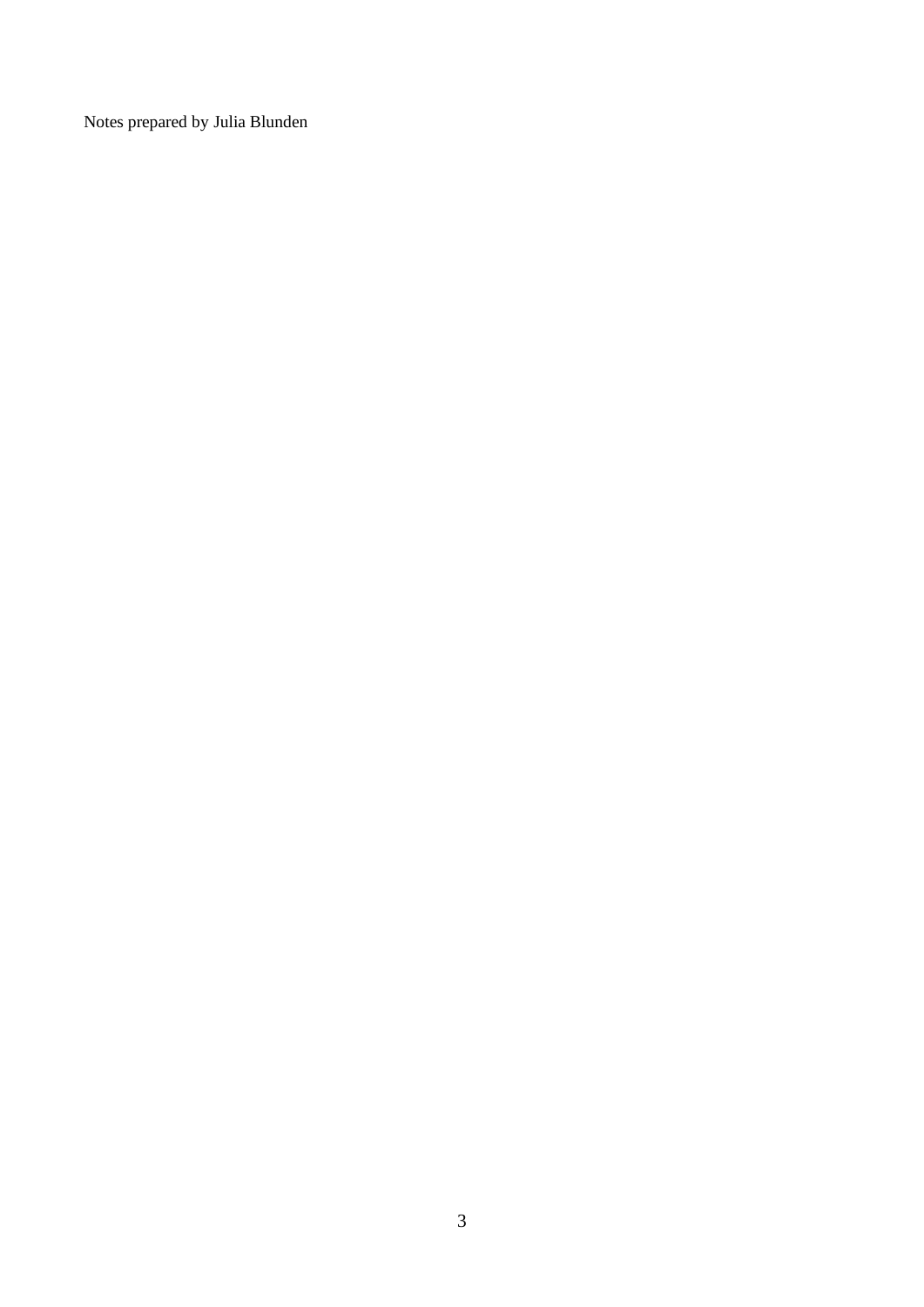Notes prepared by Julia Blunden